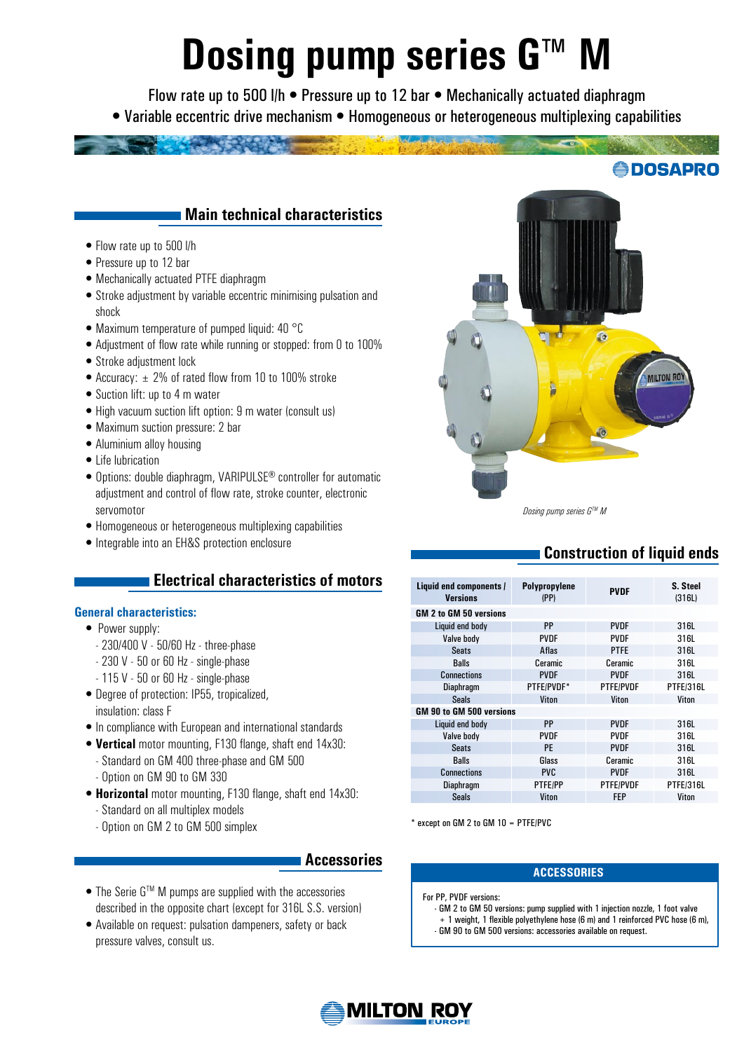# Dosing pump series G™ M

Flow rate up to 500 l/h • Pressure up to 12 bar • Mechanically actuated diaphragm
• Variable eccentric drive mechanism • Homogeneous or heterogeneous multiplexing capabilities

## Main technical characteristics

- Flow rate up to 500 l/h
- Pressure up to 12 bar
- Mechanically actuated PTFE diaphragm
- Stroke adjustment by variable eccentric minimising pulsation and shock
- Maximum temperature of pumped liquid: 40 °C
- Adjustment of flow rate while running or stopped: from 0 to 100%
- Stroke adjustment lock
- Accuracy: ± 2% of rated flow from 10 to 100% stroke
- Suction lift: up to 4 m water
- High vacuum suction lift option: 9 m water (consult us)
- Maximum suction pressure: 2 bar
- Aluminium alloy housing
- Life lubrication
- Options: double diaphragm, VARIPULSE® controller for automatic adjustment and control of flow rate, stroke counter, electronic servomotor
- Homogeneous or heterogeneous multiplexing capabilities
- Integrable into an EH&S protection enclosure

## Electrical characteristics of motors

### General characteristics:

- Power supply:
  - 230/400 V - 50/60 Hz - three-phase
  - 230 V - 50 or 60 Hz - single-phase
  - 115 V - 50 or 60 Hz - single-phase
- Degree of protection: IP55, tropicalized, insulation: class F
- In compliance with European and international standards
- **Vertical** motor mounting, F130 flange, shaft end 14x30:
  - Standard on GM 400 three-phase and GM 500
  - Option on GM 90 to GM 330
- **Horizontal** motor mounting, F130 flange, shaft end 14x30:
  - Standard on all multiplex models
  - Option on GM 2 to GM 500 simplex

## Accessories

- The Serie G™ M pumps are supplied with the accessories described in the opposite chart (except for 316L S.S. version)
- Available on request: pulsation dampeners, safety or back pressure valves, consult us.

*Dosing pump series G™ M*

## Construction of liquid ends

| Liquid end components / Versions | Polypropylene (PP) | PVDF | S. Steel (316L) |
|---|---|---|---|
| **GM 2 to GM 50 versions** | | | |
| Liquid end body | PP | PVDF | 316L |
| Valve body | PVDF | PVDF | 316L |
| Seats | Aflas | PTFE | 316L |
| Balls | Ceramic | Ceramic | 316L |
| Connections | PVDF | PVDF | 316L |
| Diaphragm | PTFE/PVDF* | PTFE/PVDF | PTFE/316L |
| Seals | Viton | Viton | Viton |
| **GM 90 to GM 500 versions** | | | |
| Liquid end body | PP | PVDF | 316L |
| Valve body | PVDF | PVDF | 316L |
| Seats | PE | PVDF | 316L |
| Balls | Glass | Ceramic | 316L |
| Connections | PVC | PVDF | 316L |
| Diaphragm | PTFE/PP | PTFE/PVDF | PTFE/316L |
| Seals | Viton | FEP | Viton |

* except on GM 2 to GM 10 = PTFE/PVC

### ACCESSORIES

For PP, PVDF versions:
- GM 2 to GM 50 versions: pump supplied with 1 injection nozzle, 1 foot valve + 1 weight, 1 flexible polyethylene hose (6 m) and 1 reinforced PVC hose (6 m),
- GM 90 to GM 500 versions: accessories available on request.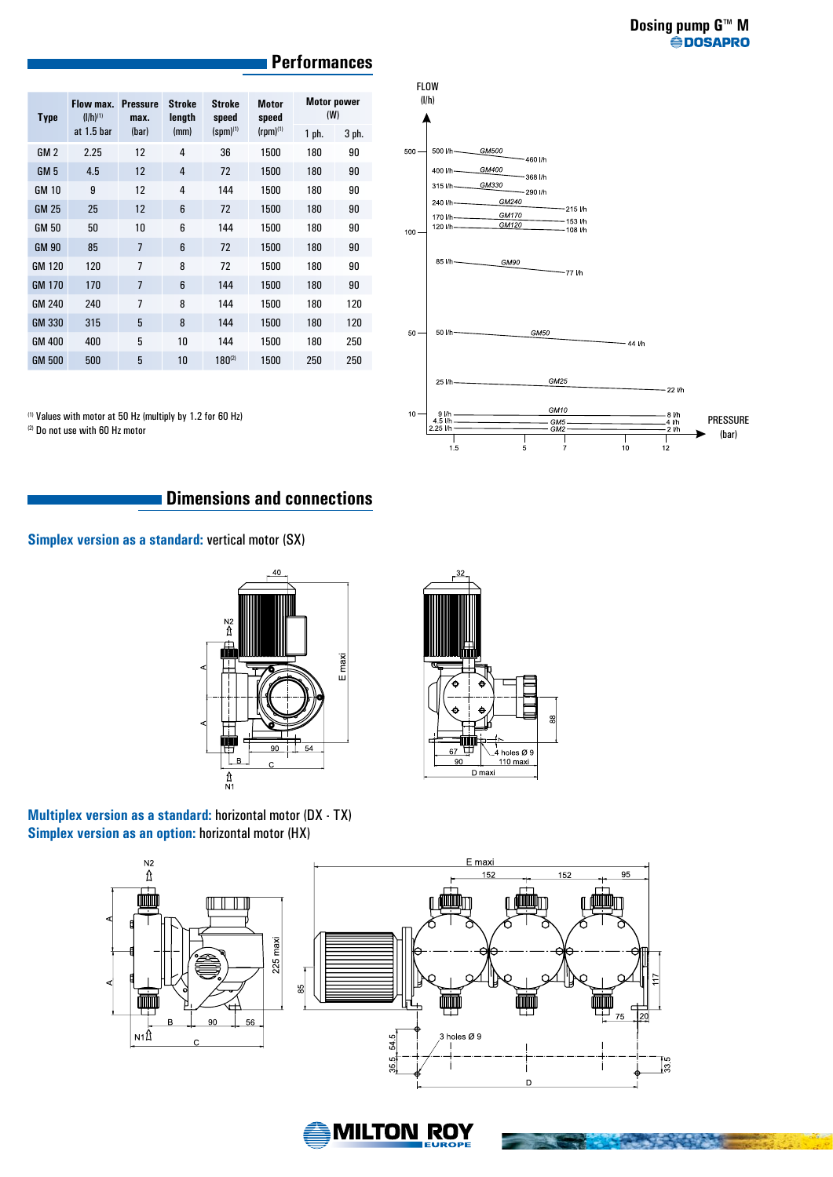## Performances

| Type | Flow max. (l/h)[1] at 1.5 bar | Pressure max. (bar) | Stroke length (mm) | Stroke speed (spm)[1] | Motor speed (rpm)[1] | Motor power (W) | |
|---|---|---|---|---|---|---|---|
| | | | | | | 1 ph. | 3 ph. |
| GM 2 | 2.25 | 12 | 4 | 36 | 1500 | 180 | 90 |
| GM 5 | 4.5 | 12 | 4 | 72 | 1500 | 180 | 90 |
| GM 10 | 9 | 12 | 4 | 144 | 1500 | 180 | 90 |
| GM 25 | 25 | 12 | 6 | 72 | 1500 | 180 | 90 |
| GM 50 | 50 | 10 | 6 | 144 | 1500 | 180 | 90 |
| GM 90 | 85 | 7 | 6 | 72 | 1500 | 180 | 90 |
| GM 120 | 120 | 7 | 8 | 72 | 1500 | 180 | 90 |
| GM 170 | 170 | 7 | 6 | 144 | 1500 | 180 | 90 |
| GM 240 | 240 | 7 | 8 | 144 | 1500 | 180 | 120 |
| GM 330 | 315 | 5 | 8 | 144 | 1500 | 180 | 120 |
| GM 400 | 400 | 5 | 10 | 144 | 1500 | 180 | 250 |
| GM 500 | 500 | 5 | 10 | 180[2] | 1500 | 250 | 250 |

[1] Values with motor at 50 Hz (multiply by 1.2 for 60 Hz)
[2] Do not use with 60 Hz motor

FLOW (l/h)

| Model | Flow at low pressure | Flow at max. pressure |
|---|---|---|
| GM500 | 500 l/h | 460 l/h |
| GM400 | 400 l/h | 368 l/h |
| GM330 | 315 l/h | 290 l/h |
| GM240 | 240 l/h | 215 l/h |
| GM170 | 170 l/h | 153 l/h |
| GM120 | 120 l/h | 108 l/h |
| GM90 | 85 l/h | 77 l/h |
| GM50 | 50 l/h | 44 l/h |
| GM25 | 25 l/h | 22 l/h |
| GM10 | 9 l/h | 8 l/h |
| GM5 | 4.5 l/h | 4 l/h |
| GM2 | 2.25 l/h | 2 l/h |

PRESSURE (bar): 1.5, 5, 7, 10, 12

## Dimensions and connections

**Simplex version as a standard:** vertical motor (SX)

Dimensions: 40, 32, N2, N1, A, A, B, C, 90, 54, E maxi, 88, 67, 90, 4 holes Ø 9, 110 maxi, D maxi

**Multiplex version as a standard:** horizontal motor (DX · TX)
**Simplex version as an option:** horizontal motor (HX)

Dimensions: N2, N1, A, A, B, 90, 56, C, 225 maxi, E maxi, 152, 152, 95, 85, 117, 75, 20, 3 holes Ø 9, 54.5, 35.5, 33.5, D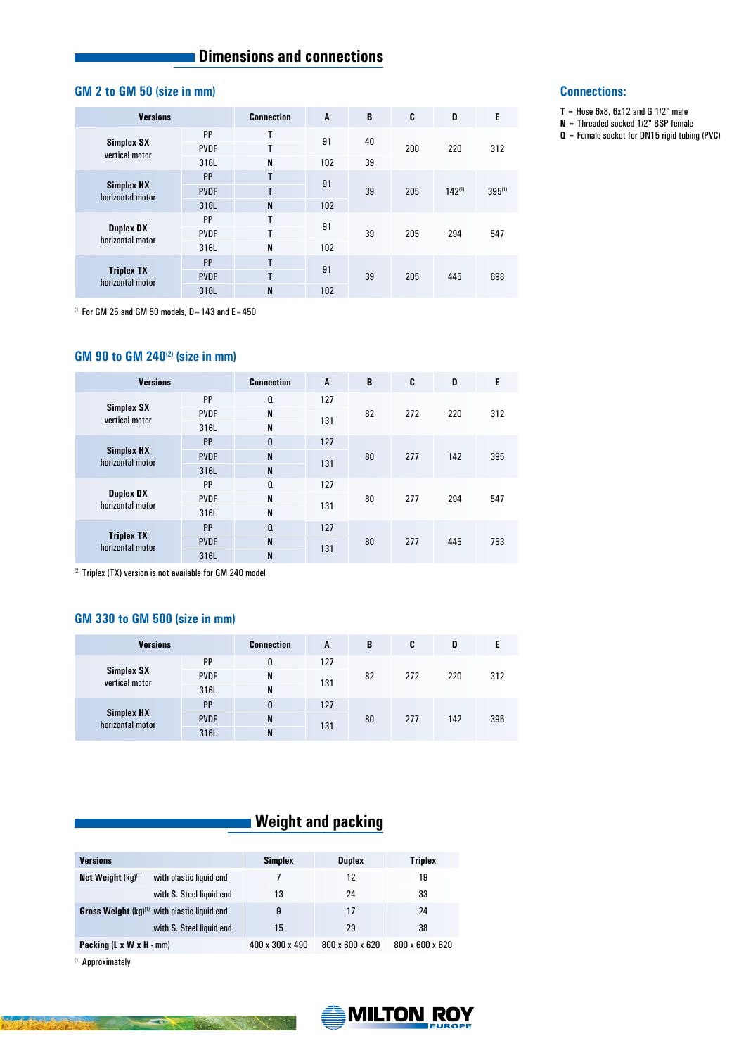## Dimensions and connections

### GM 2 to GM 50 (size in mm)

| Versions | | Connection | A | B | C | D | E |
|---|---|---|---|---|---|---|---|
| **Simplex SX** vertical motor | PP | T | 91 | 40 | 200 | 220 | 312 |
| | PVDF | T | | | | | |
| | 316L | N | 102 | 39 | | | |
| **Simplex HX** horizontal motor | PP | T | 91 | 39 | 205 | 142[1] | 395[1] |
| | PVDF | T | | | | | |
| | 316L | N | 102 | | | | |
| **Duplex DX** horizontal motor | PP | T | 91 | 39 | 205 | 294 | 547 |
| | PVDF | T | | | | | |
| | 316L | N | 102 | | | | |
| **Triplex TX** horizontal motor | PP | T | 91 | 39 | 205 | 445 | 698 |
| | PVDF | T | | | | | |
| | 316L | N | 102 | | | | |

[1] For GM 25 and GM 50 models, D = 143 and E = 450

### GM 90 to GM 240[2] (size in mm)

| Versions | | Connection | A | B | C | D | E |
|---|---|---|---|---|---|---|---|
| **Simplex SX** vertical motor | PP | Q | 127 | 82 | 272 | 220 | 312 |
| | PVDF | N | 131 | | | | |
| | 316L | N | | | | | |
| **Simplex HX** horizontal motor | PP | Q | 127 | 80 | 277 | 142 | 395 |
| | PVDF | N | 131 | | | | |
| | 316L | N | | | | | |
| **Duplex DX** horizontal motor | PP | Q | 127 | 80 | 277 | 294 | 547 |
| | PVDF | N | 131 | | | | |
| | 316L | N | | | | | |
| **Triplex TX** horizontal motor | PP | Q | 127 | 80 | 277 | 445 | 753 |
| | PVDF | N | 131 | | | | |
| | 316L | N | | | | | |

[2] Triplex (TX) version is not available for GM 240 model

### GM 330 to GM 500 (size in mm)

| Versions | | Connection | A | B | C | D | E |
|---|---|---|---|---|---|---|---|
| **Simplex SX** vertical motor | PP | Q | 127 | 82 | 272 | 220 | 312 |
| | PVDF | N | 131 | | | | |
| | 316L | N | | | | | |
| **Simplex HX** horizontal motor | PP | Q | 127 | 80 | 277 | 142 | 395 |
| | PVDF | N | 131 | | | | |
| | 316L | N | | | | | |

### Connections:

**T** = Hose 6x8, 6x12 and G 1/2" male
**N** = Threaded socked 1/2" BSP female
**Q** = Female socket for DN15 rigid tubing (PVC)

## Weight and packing

| Versions | | Simplex | Duplex | Triplex |
|---|---|---|---|---|
| **Net Weight** (kg)[1] | with plastic liquid end | 7 | 12 | 19 |
| | with S. Steel liquid end | 13 | 24 | 33 |
| **Gross Weight** (kg)[1] | with plastic liquid end | 9 | 17 | 24 |
| | with S. Steel liquid end | 15 | 29 | 38 |
| **Packing (L x W x H** - mm) | | 400 x 300 x 490 | 800 x 600 x 620 | 800 x 600 x 620 |

[1] Approximately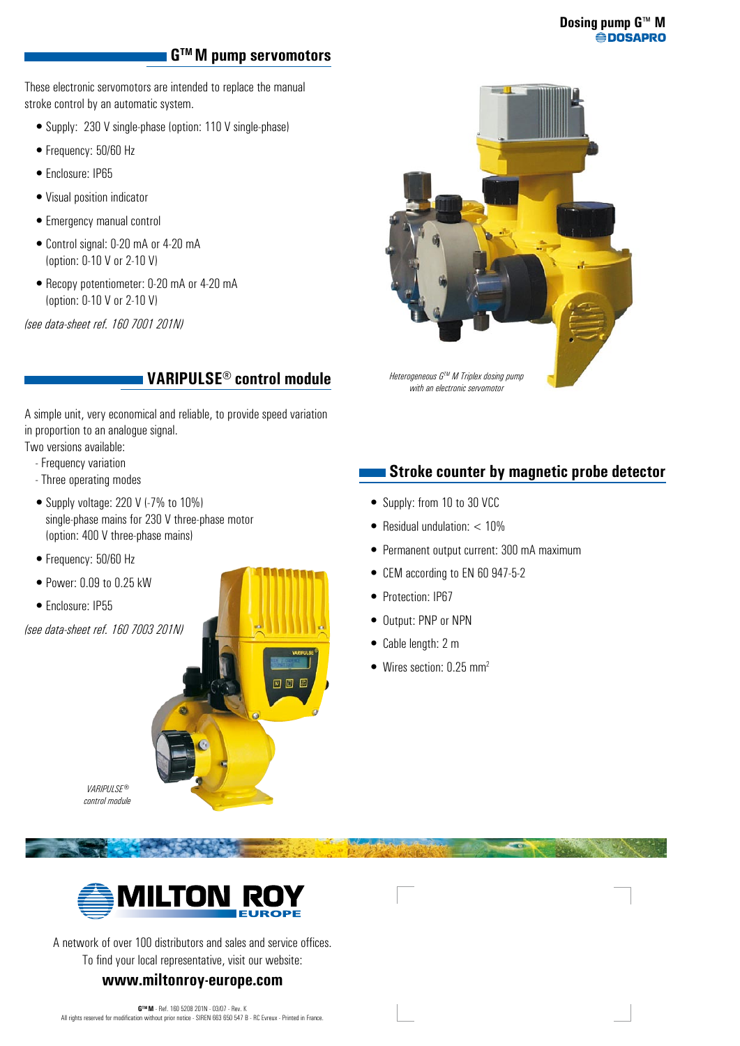## G™ M pump servomotors

These electronic servomotors are intended to replace the manual stroke control by an automatic system.

- Supply: 230 V single-phase (option: 110 V single-phase)
- Frequency: 50/60 Hz
- Enclosure: IP65
- Visual position indicator
- Emergency manual control
- Control signal: 0-20 mA or 4-20 mA (option: 0-10 V or 2-10 V)
- Recopy potentiometer: 0-20 mA or 4-20 mA (option: 0-10 V or 2-10 V)

*(see data-sheet ref. 160 7001 201N)*

*Heterogeneous G™ M Triplex dosing pump with an electronic servomotor*

## VARIPULSE® control module

A simple unit, very economical and reliable, to provide speed variation in proportion to an analogue signal.
Two versions available:
- Frequency variation
- Three operating modes

- Supply voltage: 220 V (-7% to 10%) single-phase mains for 230 V three-phase motor (option: 400 V three-phase mains)
- Frequency: 50/60 Hz
- Power: 0.09 to 0.25 kW
- Enclosure: IP55

*(see data-sheet ref. 160 7003 201N)*

*VARIPULSE® control module*

## Stroke counter by magnetic probe detector

- Supply: from 10 to 30 VCC
- Residual undulation: < 10%
- Permanent output current: 300 mA maximum
- CEM according to EN 60 947-5-2
- Protection: IP67
- Output: PNP or NPN
- Cable length: 2 m
- Wires section: 0.25 mm$^2$

MILTON ROY EUROPE

A network of over 100 distributors and sales and service offices.
To find your local representative, visit our website:

**www.miltonroy-europe.com**

G™ M - Ref. 160 5208 201N - 03/07 - Rev. K
All rights reserved for modification without prior notice - SIREN 663 650 547 B - RC Evreux - Printed in France.